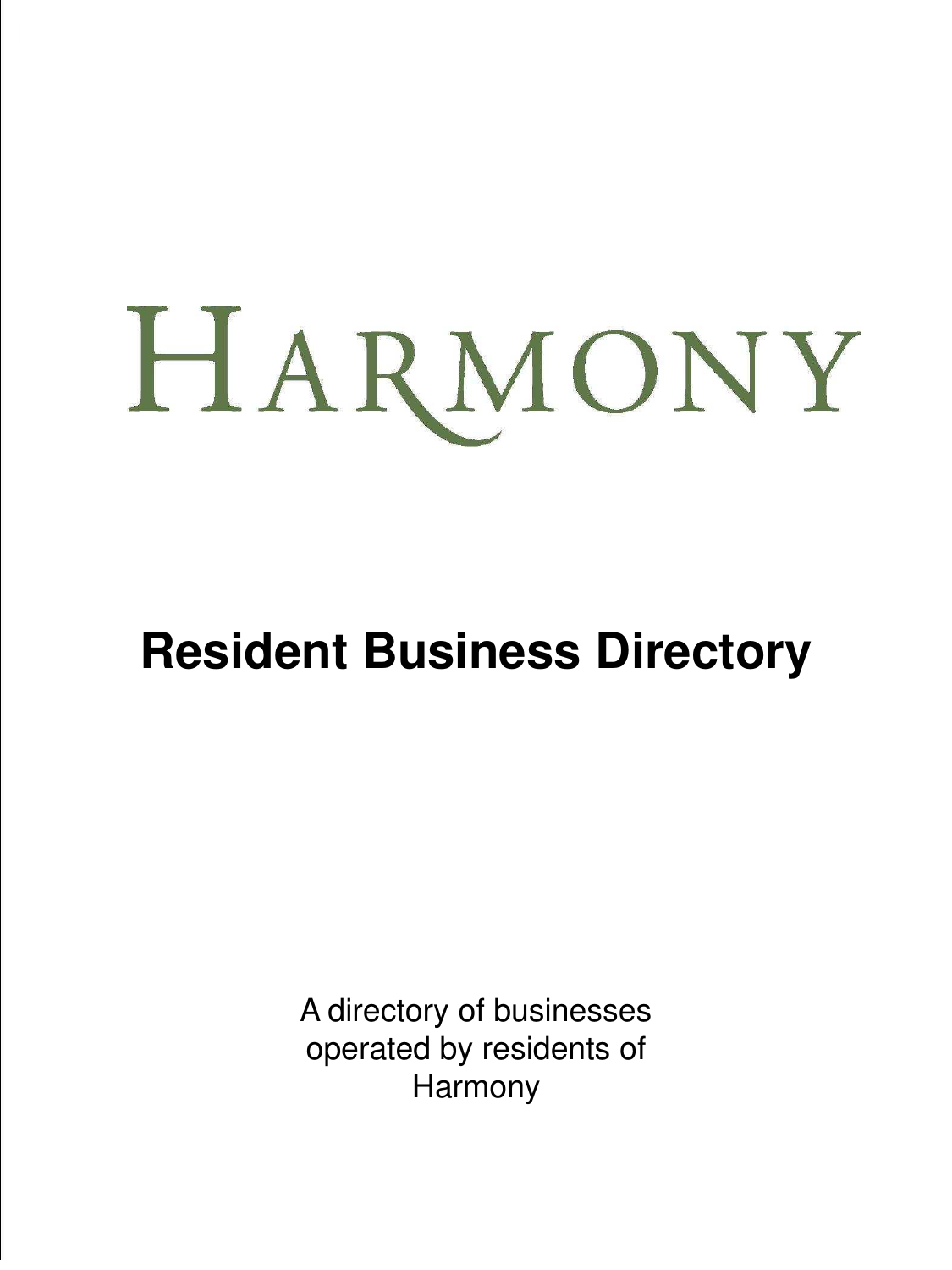# HARMONY

## Resident Business Directory

A directory of businesses operated by residents of Harmony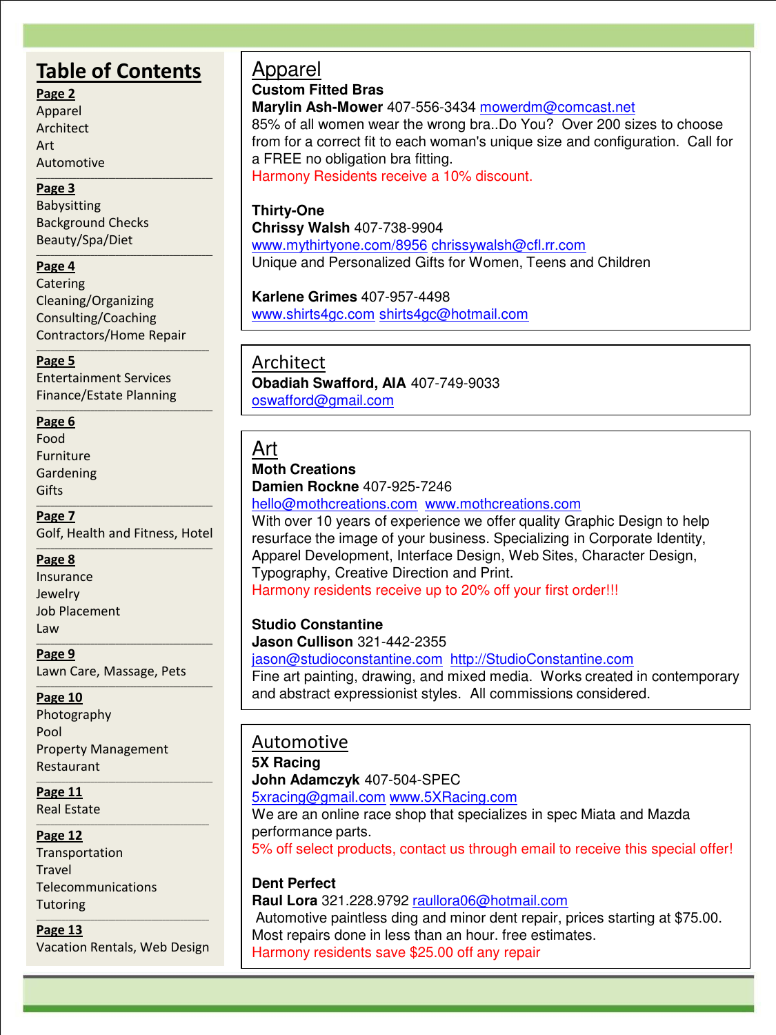# Table of Contents

**Page 2**
Apparel
Architect
Art
Automotive

**Page 3**
Babysitting
Background Checks
Beauty/Spa/Diet

**Page 4**
Catering
Cleaning/Organizing
Consulting/Coaching
Contractors/Home Repair

**Page 5**
Entertainment Services
Finance/Estate Planning

**Page 6**
Food
Furniture
Gardening
Gifts

**Page 7**
Golf, Health and Fitness, Hotel

**Page 8**
Insurance
Jewelry
Job Placement
Law

**Page 9**
Lawn Care, Massage, Pets

**Page 10**
Photography
Pool
Property Management
Restaurant

**Page 11**
Real Estate

**Page 12**
Transportation
Travel
Telecommunications
Tutoring

**Page 13**
Vacation Rentals, Web Design

## Apparel

**Custom Fitted Bras**
**Marylin Ash-Mower** 407-556-3434 mowerdm@comcast.net
85% of all women wear the wrong bra..Do You? Over 200 sizes to choose from for a correct fit to each woman's unique size and configuration. Call for a FREE no obligation bra fitting.
Harmony Residents receive a 10% discount.

**Thirty-One**
**Chrissy Walsh** 407-738-9904
www.mythirtyone.com/8956 chrissywalsh@cfl.rr.com
Unique and Personalized Gifts for Women, Teens and Children

**Karlene Grimes** 407-957-4498
www.shirts4gc.com shirts4gc@hotmail.com

## Architect

**Obadiah Swafford, AIA** 407-749-9033
oswafford@gmail.com

## Art

**Moth Creations**
**Damien Rockne** 407-925-7246
hello@mothcreations.com www.mothcreations.com
With over 10 years of experience we offer quality Graphic Design to help resurface the image of your business. Specializing in Corporate Identity, Apparel Development, Interface Design, Web Sites, Character Design, Typography, Creative Direction and Print.
Harmony residents receive up to 20% off your first order!!!

**Studio Constantine**
**Jason Cullison** 321-442-2355
jason@studioconstantine.com http://StudioConstantine.com
Fine art painting, drawing, and mixed media. Works created in contemporary and abstract expressionist styles. All commissions considered.

## Automotive

**5X Racing**
**John Adamczyk** 407-504-SPEC
5xracing@gmail.com www.5XRacing.com
We are an online race shop that specializes in spec Miata and Mazda performance parts.
5% off select products, contact us through email to receive this special offer!

**Dent Perfect**
**Raul Lora** 321.228.9792 raullora06@hotmail.com
Automotive paintless ding and minor dent repair, prices starting at $75.00. Most repairs done in less than an hour. free estimates.
Harmony residents save $25.00 off any repair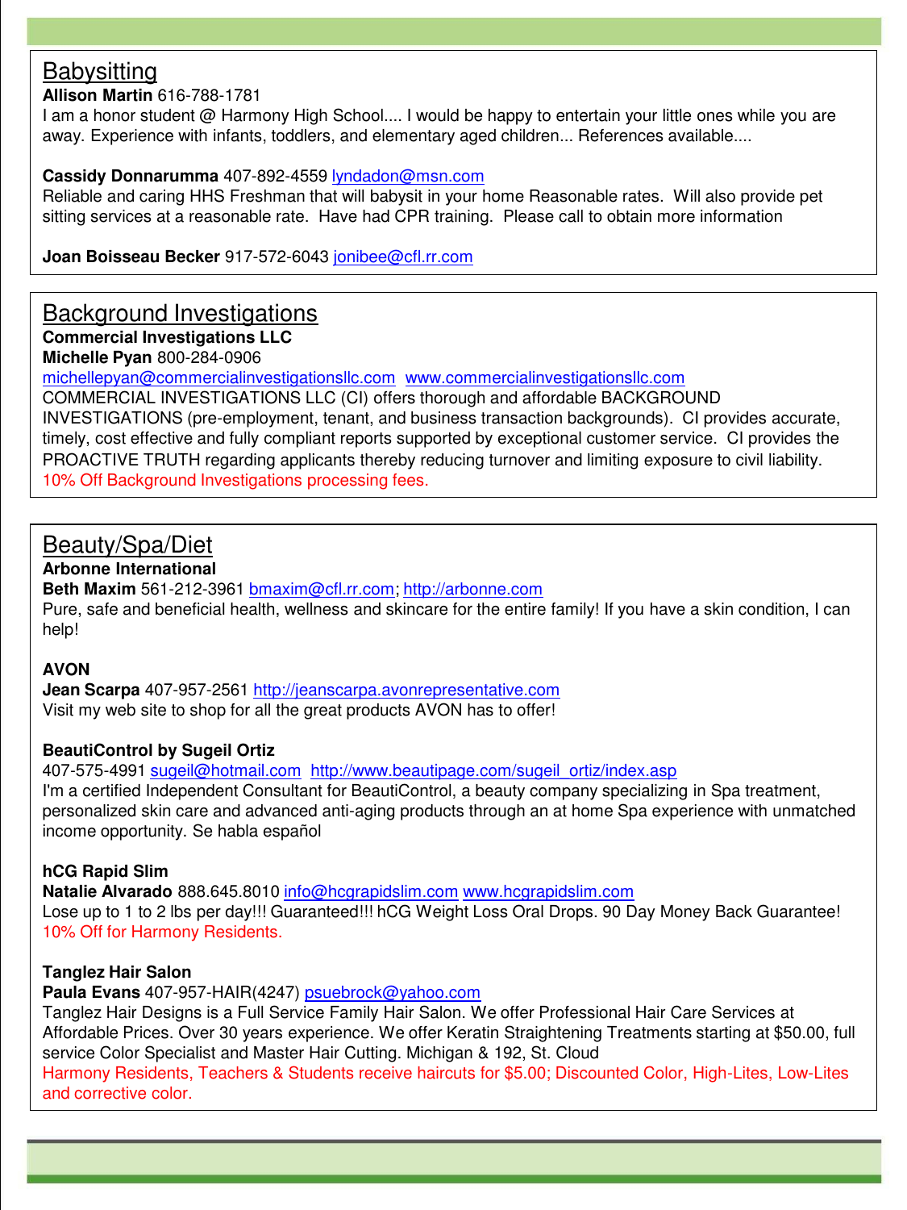## Babysitting

**Allison Martin** 616-788-1781
I am a honor student @ Harmony High School.... I would be happy to entertain your little ones while you are away. Experience with infants, toddlers, and elementary aged children... References available....

**Cassidy Donnarumma** 407-892-4559 lyndadon@msn.com
Reliable and caring HHS Freshman that will babysit in your home Reasonable rates. Will also provide pet sitting services at a reasonable rate. Have had CPR training. Please call to obtain more information

**Joan Boisseau Becker** 917-572-6043 jonibee@cfl.rr.com

## Background Investigations

**Commercial Investigations LLC**
**Michelle Pyan** 800-284-0906
michellepyan@commercialinvestigationsllc.com www.commercialinvestigationsllc.com
COMMERCIAL INVESTIGATIONS LLC (CI) offers thorough and affordable BACKGROUND INVESTIGATIONS (pre-employment, tenant, and business transaction backgrounds). CI provides accurate, timely, cost effective and fully compliant reports supported by exceptional customer service. CI provides the PROACTIVE TRUTH regarding applicants thereby reducing turnover and limiting exposure to civil liability.
10% Off Background Investigations processing fees.

## Beauty/Spa/Diet

**Arbonne International**
**Beth Maxim** 561-212-3961 bmaxim@cfl.rr.com; http://arbonne.com
Pure, safe and beneficial health, wellness and skincare for the entire family! If you have a skin condition, I can help!

**AVON**
**Jean Scarpa** 407-957-2561 http://jeanscarpa.avonrepresentative.com
Visit my web site to shop for all the great products AVON has to offer!

**BeautiControl by Sugeil Ortiz**
407-575-4991 sugeil@hotmail.com http://www.beautipage.com/sugeil_ortiz/index.asp
I'm a certified Independent Consultant for BeautiControl, a beauty company specializing in Spa treatment, personalized skin care and advanced anti-aging products through an at home Spa experience with unmatched income opportunity. Se habla español

**hCG Rapid Slim**
**Natalie Alvarado** 888.645.8010 info@hcgrapidslim.com www.hcgrapidslim.com
Lose up to 1 to 2 lbs per day!!! Guaranteed!!! hCG Weight Loss Oral Drops. 90 Day Money Back Guarantee!
10% Off for Harmony Residents.

**Tanglez Hair Salon**
**Paula Evans** 407-957-HAIR(4247) psuebrock@yahoo.com
Tanglez Hair Designs is a Full Service Family Hair Salon. We offer Professional Hair Care Services at Affordable Prices. Over 30 years experience. We offer Keratin Straightening Treatments starting at $50.00, full service Color Specialist and Master Hair Cutting. Michigan & 192, St. Cloud
Harmony Residents, Teachers & Students receive haircuts for $5.00; Discounted Color, High-Lites, Low-Lites and corrective color.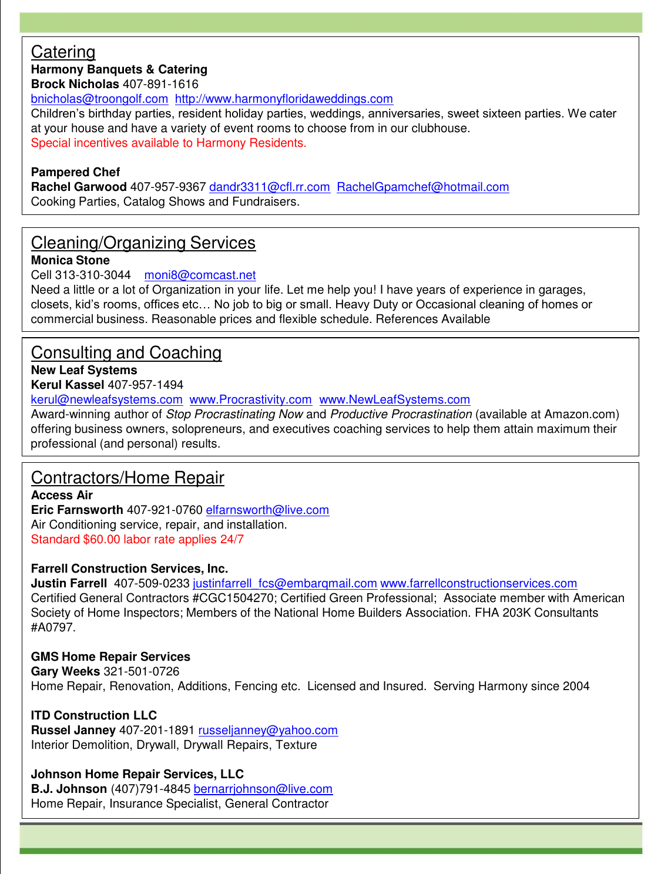## Catering

**Harmony Banquets & Catering**
**Brock Nicholas** 407-891-1616
bnicholas@troongolf.com http://www.harmonyfloridaweddings.com
Children's birthday parties, resident holiday parties, weddings, anniversaries, sweet sixteen parties. We cater at your house and have a variety of event rooms to choose from in our clubhouse.
Special incentives available to Harmony Residents.

**Pampered Chef**
**Rachel Garwood** 407-957-9367 dandr3311@cfl.rr.com RachelGpamchef@hotmail.com
Cooking Parties, Catalog Shows and Fundraisers.

## Cleaning/Organizing Services

**Monica Stone**
Cell 313-310-3044 moni8@comcast.net
Need a little or a lot of Organization in your life. Let me help you! I have years of experience in garages, closets, kid's rooms, offices etc… No job to big or small. Heavy Duty or Occasional cleaning of homes or commercial business. Reasonable prices and flexible schedule. References Available

## Consulting and Coaching

**New Leaf Systems**
**Kerul Kassel** 407-957-1494
kerul@newleafsystems.com www.Procrastivity.com www.NewLeafSystems.com
Award-winning author of *Stop Procrastinating Now* and *Productive Procrastination* (available at Amazon.com) offering business owners, solopreneurs, and executives coaching services to help them attain maximum their professional (and personal) results.

## Contractors/Home Repair

**Access Air**
**Eric Farnsworth** 407-921-0760 elfarnsworth@live.com
Air Conditioning service, repair, and installation.
Standard $60.00 labor rate applies 24/7

**Farrell Construction Services, Inc.**
**Justin Farrell** 407-509-0233 justinfarrell_fcs@embarqmail.com www.farrellconstructionservices.com
Certified General Contractors #CGC1504270; Certified Green Professional; Associate member with American Society of Home Inspectors; Members of the National Home Builders Association. FHA 203K Consultants #A0797.

**GMS Home Repair Services**
**Gary Weeks** 321-501-0726
Home Repair, Renovation, Additions, Fencing etc. Licensed and Insured. Serving Harmony since 2004

**ITD Construction LLC**
**Russel Janney** 407-201-1891 russeljanney@yahoo.com
Interior Demolition, Drywall, Drywall Repairs, Texture

**Johnson Home Repair Services, LLC**
**B.J. Johnson** (407)791-4845 bernarrjohnson@live.com
Home Repair, Insurance Specialist, General Contractor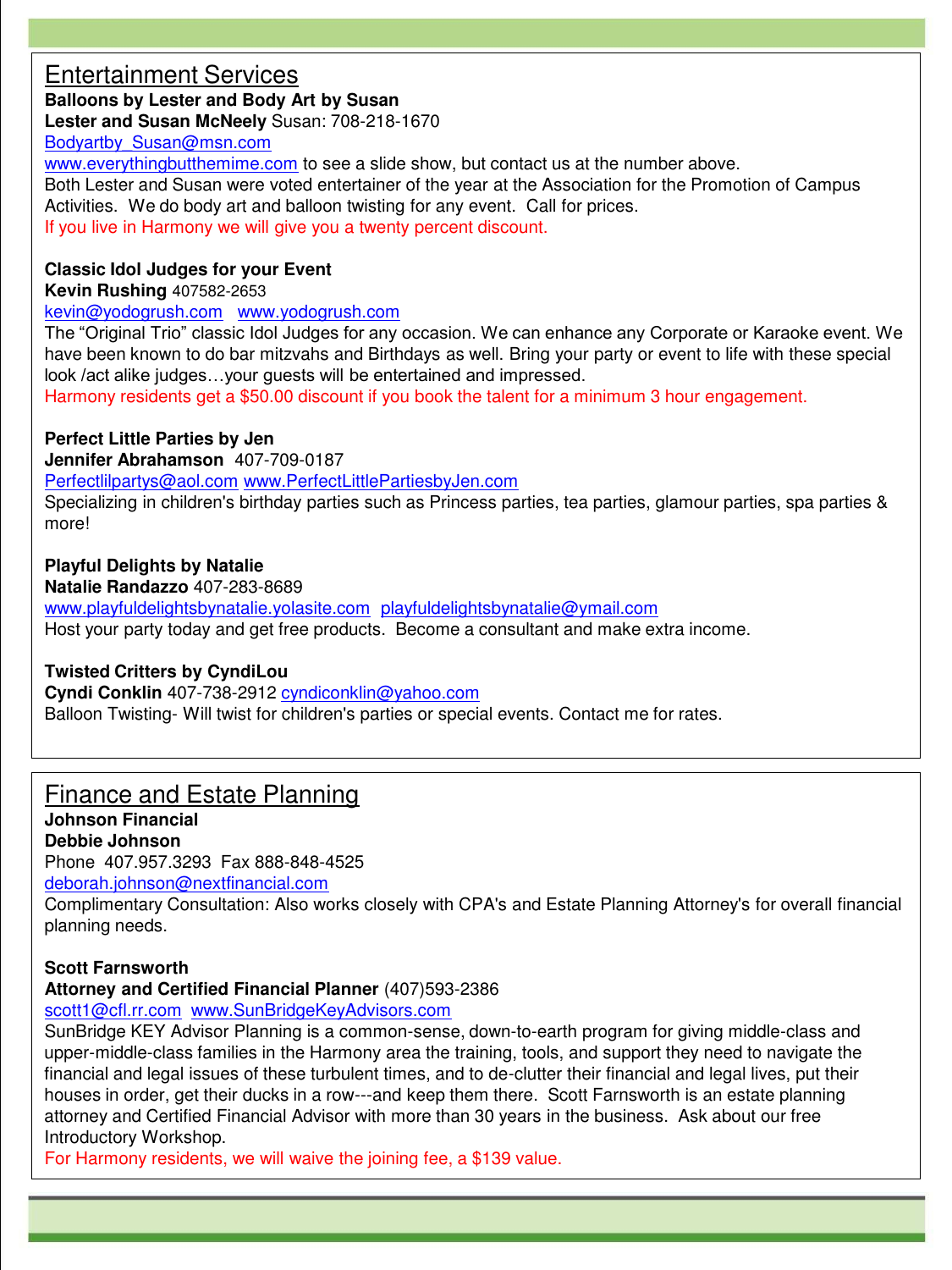## Entertainment Services

**Balloons by Lester and Body Art by Susan**
**Lester and Susan McNeely** Susan: 708-218-1670
Bodyartby_Susan@msn.com
www.everythingbutthemime.com to see a slide show, but contact us at the number above.
Both Lester and Susan were voted entertainer of the year at the Association for the Promotion of Campus Activities. We do body art and balloon twisting for any event. Call for prices.
If you live in Harmony we will give you a twenty percent discount.

**Classic Idol Judges for your Event**
**Kevin Rushing** 407582-2653
kevin@yodogrush.com www.yodogrush.com
The "Original Trio" classic Idol Judges for any occasion. We can enhance any Corporate or Karaoke event. We have been known to do bar mitzvahs and Birthdays as well. Bring your party or event to life with these special look /act alike judges…your guests will be entertained and impressed.
Harmony residents get a $50.00 discount if you book the talent for a minimum 3 hour engagement.

**Perfect Little Parties by Jen**
**Jennifer Abrahamson** 407-709-0187
Perfectlilpartys@aol.com www.PerfectLittlePartiesbyJen.com
Specializing in children's birthday parties such as Princess parties, tea parties, glamour parties, spa parties & more!

**Playful Delights by Natalie**
**Natalie Randazzo** 407-283-8689
www.playfuldelightsbynatalie.yolasite.com playfuldelightsbynatalie@ymail.com
Host your party today and get free products. Become a consultant and make extra income.

**Twisted Critters by CyndiLou**
**Cyndi Conklin** 407-738-2912 cyndiconklin@yahoo.com
Balloon Twisting- Will twist for children's parties or special events. Contact me for rates.

## Finance and Estate Planning

**Johnson Financial**
**Debbie Johnson**
Phone 407.957.3293 Fax 888-848-4525
deborah.johnson@nextfinancial.com
Complimentary Consultation: Also works closely with CPA's and Estate Planning Attorney's for overall financial planning needs.

**Scott Farnsworth**
**Attorney and Certified Financial Planner** (407)593-2386
scott1@cfl.rr.com www.SunBridgeKeyAdvisors.com
SunBridge KEY Advisor Planning is a common-sense, down-to-earth program for giving middle-class and upper-middle-class families in the Harmony area the training, tools, and support they need to navigate the financial and legal issues of these turbulent times, and to de-clutter their financial and legal lives, put their houses in order, get their ducks in a row---and keep them there. Scott Farnsworth is an estate planning attorney and Certified Financial Advisor with more than 30 years in the business. Ask about our free Introductory Workshop.
For Harmony residents, we will waive the joining fee, a $139 value.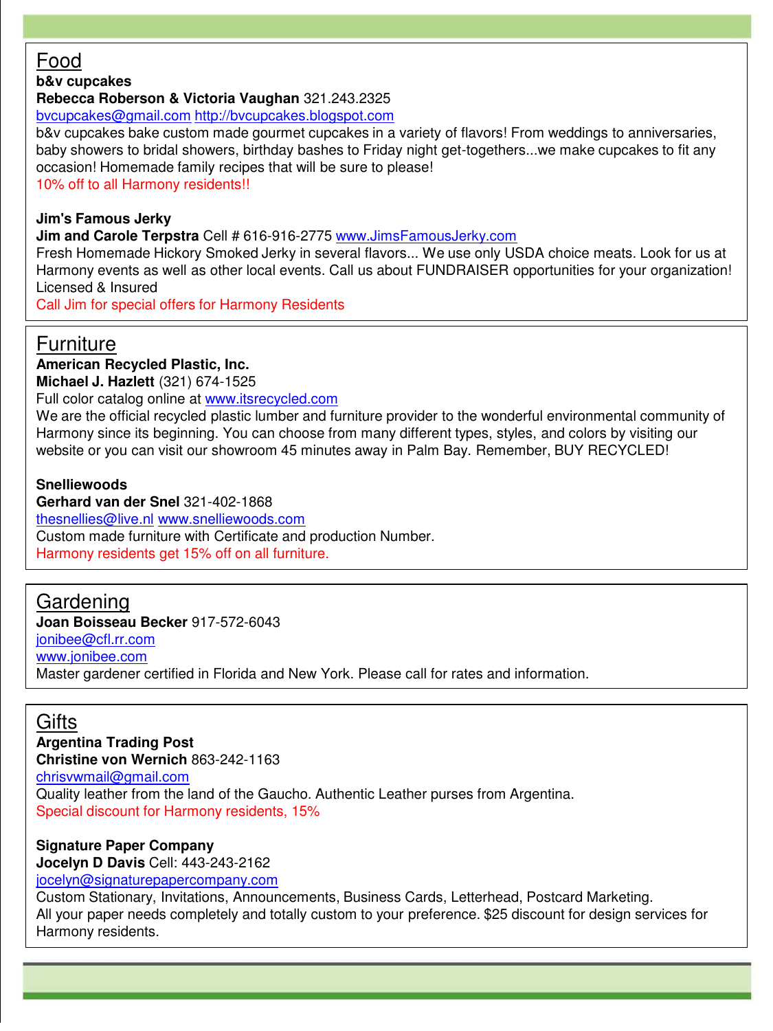## Food

**b&v cupcakes**
**Rebecca Roberson & Victoria Vaughan** 321.243.2325
bvcupcakes@gmail.com http://bvcupcakes.blogspot.com
b&v cupcakes bake custom made gourmet cupcakes in a variety of flavors! From weddings to anniversaries, baby showers to bridal showers, birthday bashes to Friday night get-togethers...we make cupcakes to fit any occasion! Homemade family recipes that will be sure to please!
10% off to all Harmony residents!!

**Jim's Famous Jerky**
**Jim and Carole Terpstra** Cell # 616-916-2775 www.JimsFamousJerky.com
Fresh Homemade Hickory Smoked Jerky in several flavors... We use only USDA choice meats. Look for us at Harmony events as well as other local events. Call us about FUNDRAISER opportunities for your organization! Licensed & Insured
Call Jim for special offers for Harmony Residents

## Furniture

**American Recycled Plastic, Inc.**
**Michael J. Hazlett** (321) 674-1525
Full color catalog online at www.itsrecycled.com
We are the official recycled plastic lumber and furniture provider to the wonderful environmental community of Harmony since its beginning. You can choose from many different types, styles, and colors by visiting our website or you can visit our showroom 45 minutes away in Palm Bay. Remember, BUY RECYCLED!

**Snelliewoods**
**Gerhard van der Snel** 321-402-1868
thesnellies@live.nl www.snelliewoods.com
Custom made furniture with Certificate and production Number.
Harmony residents get 15% off on all furniture.

## Gardening

**Joan Boisseau Becker** 917-572-6043
jonibee@cfl.rr.com
www.jonibee.com
Master gardener certified in Florida and New York. Please call for rates and information.

## Gifts

**Argentina Trading Post**
**Christine von Wernich** 863-242-1163
chrisvwmail@gmail.com
Quality leather from the land of the Gaucho. Authentic Leather purses from Argentina.
Special discount for Harmony residents, 15%

**Signature Paper Company**
**Jocelyn D Davis** Cell: 443-243-2162
jocelyn@signaturepapercompany.com
Custom Stationary, Invitations, Announcements, Business Cards, Letterhead, Postcard Marketing.
All your paper needs completely and totally custom to your preference. $25 discount for design services for Harmony residents.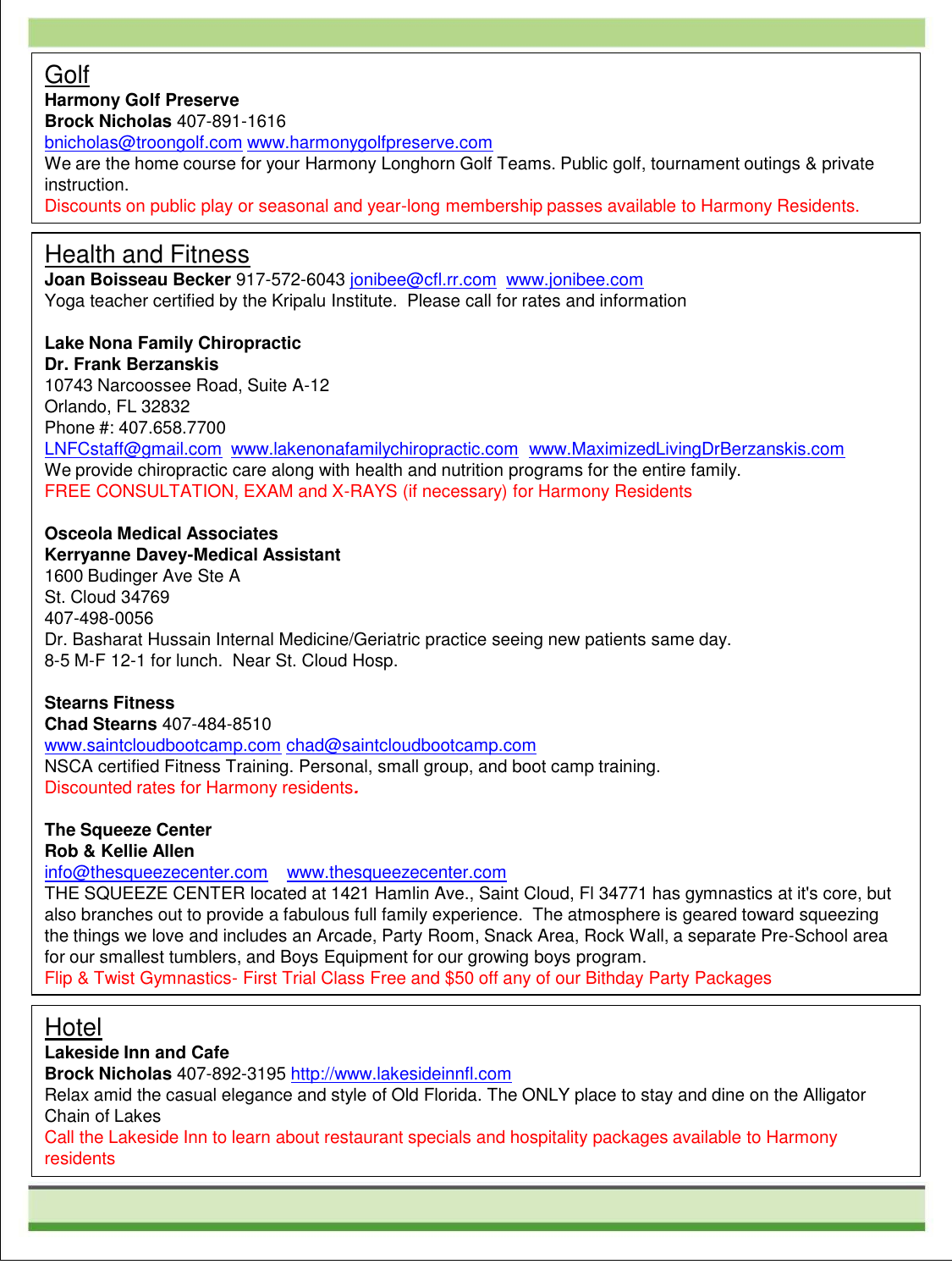## Golf

**Harmony Golf Preserve**
**Brock Nicholas** 407-891-1616
bnicholas@troongolf.com www.harmonygolfpreserve.com
We are the home course for your Harmony Longhorn Golf Teams. Public golf, tournament outings & private instruction.
Discounts on public play or seasonal and year-long membership passes available to Harmony Residents.

## Health and Fitness

**Joan Boisseau Becker** 917-572-6043 jonibee@cfl.rr.com www.jonibee.com
Yoga teacher certified by the Kripalu Institute. Please call for rates and information

**Lake Nona Family Chiropractic**
**Dr. Frank Berzanskis**
10743 Narcoossee Road, Suite A-12
Orlando, FL 32832
Phone #: 407.658.7700
LNFCstaff@gmail.com www.lakenonafamilychiropractic.com www.MaximizedLivingDrBerzanskis.com
We provide chiropractic care along with health and nutrition programs for the entire family.
FREE CONSULTATION, EXAM and X-RAYS (if necessary) for Harmony Residents

**Osceola Medical Associates**
**Kerryanne Davey-Medical Assistant**
1600 Budinger Ave Ste A
St. Cloud 34769
407-498-0056
Dr. Basharat Hussain Internal Medicine/Geriatric practice seeing new patients same day.
8-5 M-F 12-1 for lunch. Near St. Cloud Hosp.

**Stearns Fitness**
**Chad Stearns** 407-484-8510
www.saintcloudbootcamp.com chad@saintcloudbootcamp.com
NSCA certified Fitness Training. Personal, small group, and boot camp training.
Discounted rates for Harmony residents.

**The Squeeze Center**
**Rob & Kellie Allen**
info@thesqueezecenter.com www.thesqueezecenter.com
THE SQUEEZE CENTER located at 1421 Hamlin Ave., Saint Cloud, Fl 34771 has gymnastics at it's core, but also branches out to provide a fabulous full family experience. The atmosphere is geared toward squeezing the things we love and includes an Arcade, Party Room, Snack Area, Rock Wall, a separate Pre-School area for our smallest tumblers, and Boys Equipment for our growing boys program.
Flip & Twist Gymnastics- First Trial Class Free and $50 off any of our Bithday Party Packages

## Hotel

**Lakeside Inn and Cafe**
**Brock Nicholas** 407-892-3195 http://www.lakesideinnfl.com
Relax amid the casual elegance and style of Old Florida. The ONLY place to stay and dine on the Alligator Chain of Lakes
Call the Lakeside Inn to learn about restaurant specials and hospitality packages available to Harmony residents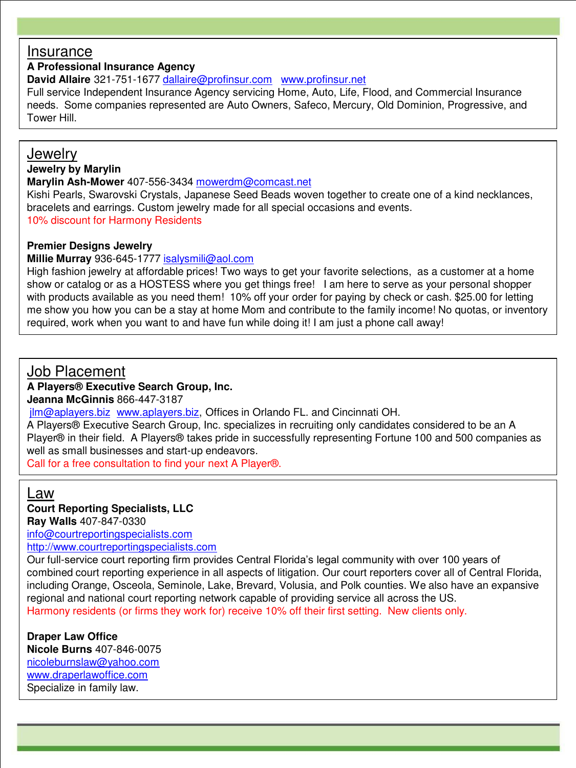## Insurance

**A Professional Insurance Agency**
**David Allaire** 321-751-1677 dallaire@profinsur.com www.profinsur.net
Full service Independent Insurance Agency servicing Home, Auto, Life, Flood, and Commercial Insurance needs. Some companies represented are Auto Owners, Safeco, Mercury, Old Dominion, Progressive, and Tower Hill.

## Jewelry

**Jewelry by Marylin**
**Marylin Ash-Mower** 407-556-3434 mowerdm@comcast.net
Kishi Pearls, Swarovski Crystals, Japanese Seed Beads woven together to create one of a kind necklances, bracelets and earrings. Custom jewelry made for all special occasions and events.
10% discount for Harmony Residents

**Premier Designs Jewelry**
**Millie Murray** 936-645-1777 isalysmili@aol.com
High fashion jewelry at affordable prices! Two ways to get your favorite selections, as a customer at a home show or catalog or as a HOSTESS where you get things free! I am here to serve as your personal shopper with products available as you need them! 10% off your order for paying by check or cash. $25.00 for letting me show you how you can be a stay at home Mom and contribute to the family income! No quotas, or inventory required, work when you want to and have fun while doing it! I am just a phone call away!

## Job Placement

**A Players® Executive Search Group, Inc.**
**Jeanna McGinnis** 866-447-3187
jlm@aplayers.biz www.aplayers.biz, Offices in Orlando FL. and Cincinnati OH.
A Players® Executive Search Group, Inc. specializes in recruiting only candidates considered to be an A Player® in their field. A Players® takes pride in successfully representing Fortune 100 and 500 companies as well as small businesses and start-up endeavors.
Call for a free consultation to find your next A Player®.

## Law

**Court Reporting Specialists, LLC**
**Ray Walls** 407-847-0330
info@courtreportingspecialists.com
http://www.courtreportingspecialists.com
Our full-service court reporting firm provides Central Florida's legal community with over 100 years of combined court reporting experience in all aspects of litigation. Our court reporters cover all of Central Florida, including Orange, Osceola, Seminole, Lake, Brevard, Volusia, and Polk counties. We also have an expansive regional and national court reporting network capable of providing service all across the US.
Harmony residents (or firms they work for) receive 10% off their first setting. New clients only.

**Draper Law Office**
**Nicole Burns** 407-846-0075
nicoleburnslaw@yahoo.com
www.draperlawoffice.com
Specialize in family law.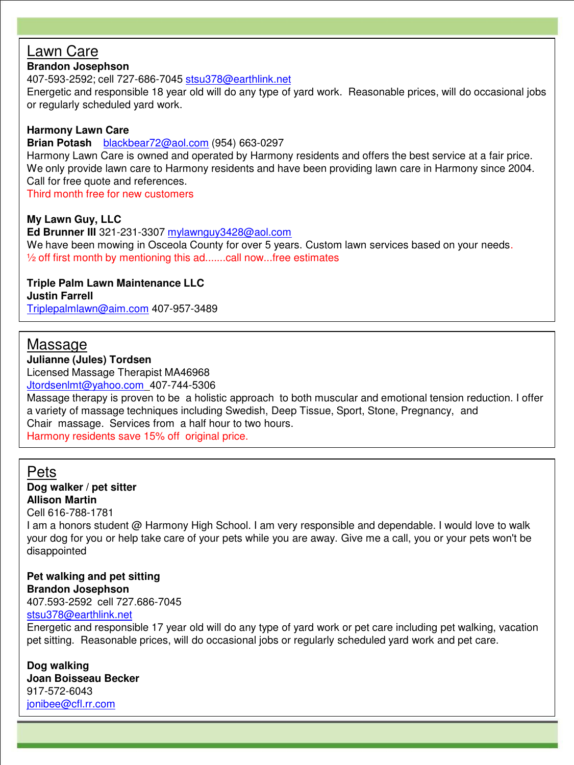## Lawn Care

**Brandon Josephson**
407-593-2592; cell 727-686-7045 stsu378@earthlink.net
Energetic and responsible 18 year old will do any type of yard work. Reasonable prices, will do occasional jobs or regularly scheduled yard work.

**Harmony Lawn Care**
**Brian Potash** blackbear72@aol.com (954) 663-0297
Harmony Lawn Care is owned and operated by Harmony residents and offers the best service at a fair price. We only provide lawn care to Harmony residents and have been providing lawn care in Harmony since 2004. Call for free quote and references.
Third month free for new customers

**My Lawn Guy, LLC**
**Ed Brunner III** 321-231-3307 mylawnguy3428@aol.com
We have been mowing in Osceola County for over 5 years. Custom lawn services based on your needs.
½ off first month by mentioning this ad.......call now...free estimates

**Triple Palm Lawn Maintenance LLC**
**Justin Farrell**
Triplepalmlawn@aim.com 407-957-3489

## Massage

**Julianne (Jules) Tordsen**
Licensed Massage Therapist MA46968
Jtordsenlmt@yahoo.com 407-744-5306
Massage therapy is proven to be a holistic approach to both muscular and emotional tension reduction. I offer a variety of massage techniques including Swedish, Deep Tissue, Sport, Stone, Pregnancy, and Chair massage. Services from a half hour to two hours.
Harmony residents save 15% off original price.

## Pets

**Dog walker / pet sitter**
**Allison Martin**
Cell 616-788-1781
I am a honors student @ Harmony High School. I am very responsible and dependable. I would love to walk your dog for you or help take care of your pets while you are away. Give me a call, you or your pets won't be disappointed

**Pet walking and pet sitting**
**Brandon Josephson**
407.593-2592 cell 727.686-7045
stsu378@earthlink.net
Energetic and responsible 17 year old will do any type of yard work or pet care including pet walking, vacation pet sitting. Reasonable prices, will do occasional jobs or regularly scheduled yard work and pet care.

**Dog walking**
**Joan Boisseau Becker**
917-572-6043
jonibee@cfl.rr.com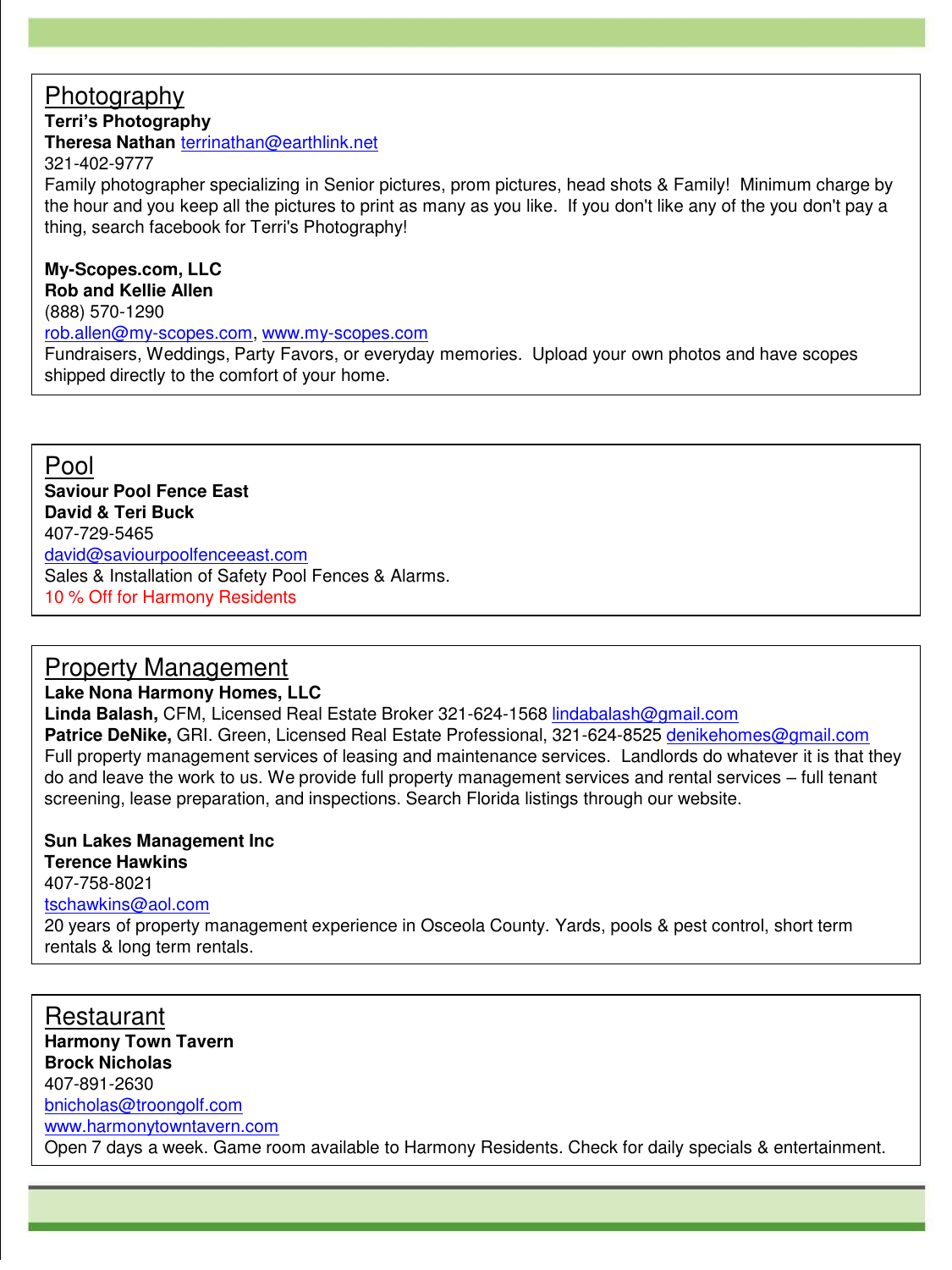## Photography

**Terri's Photography**
**Theresa Nathan** terrinathan@earthlink.net
321-402-9777
Family photographer specializing in Senior pictures, prom pictures, head shots & Family! Minimum charge by the hour and you keep all the pictures to print as many as you like. If you don't like any of the you don't pay a thing, search facebook for Terri's Photography!

**My-Scopes.com, LLC**
**Rob and Kellie Allen**
(888) 570-1290
rob.allen@my-scopes.com, www.my-scopes.com
Fundraisers, Weddings, Party Favors, or everyday memories. Upload your own photos and have scopes shipped directly to the comfort of your home.

## Pool

**Saviour Pool Fence East**
**David & Teri Buck**
407-729-5465
david@saviourpoolfenceeast.com
Sales & Installation of Safety Pool Fences & Alarms.
10 % Off for Harmony Residents

## Property Management

**Lake Nona Harmony Homes, LLC**
**Linda Balash,** CFM, Licensed Real Estate Broker 321-624-1568 lindabalash@gmail.com
**Patrice DeNike,** GRI. Green, Licensed Real Estate Professional, 321-624-8525 denikehomes@gmail.com
Full property management services of leasing and maintenance services. Landlords do whatever it is that they do and leave the work to us. We provide full property management services and rental services – full tenant screening, lease preparation, and inspections. Search Florida listings through our website.

**Sun Lakes Management Inc**
**Terence Hawkins**
407-758-8021
tschawkins@aol.com
20 years of property management experience in Osceola County. Yards, pools & pest control, short term rentals & long term rentals.

## Restaurant

**Harmony Town Tavern**
**Brock Nicholas**
407-891-2630
bnicholas@troongolf.com
www.harmonytowntavern.com
Open 7 days a week. Game room available to Harmony Residents. Check for daily specials & entertainment.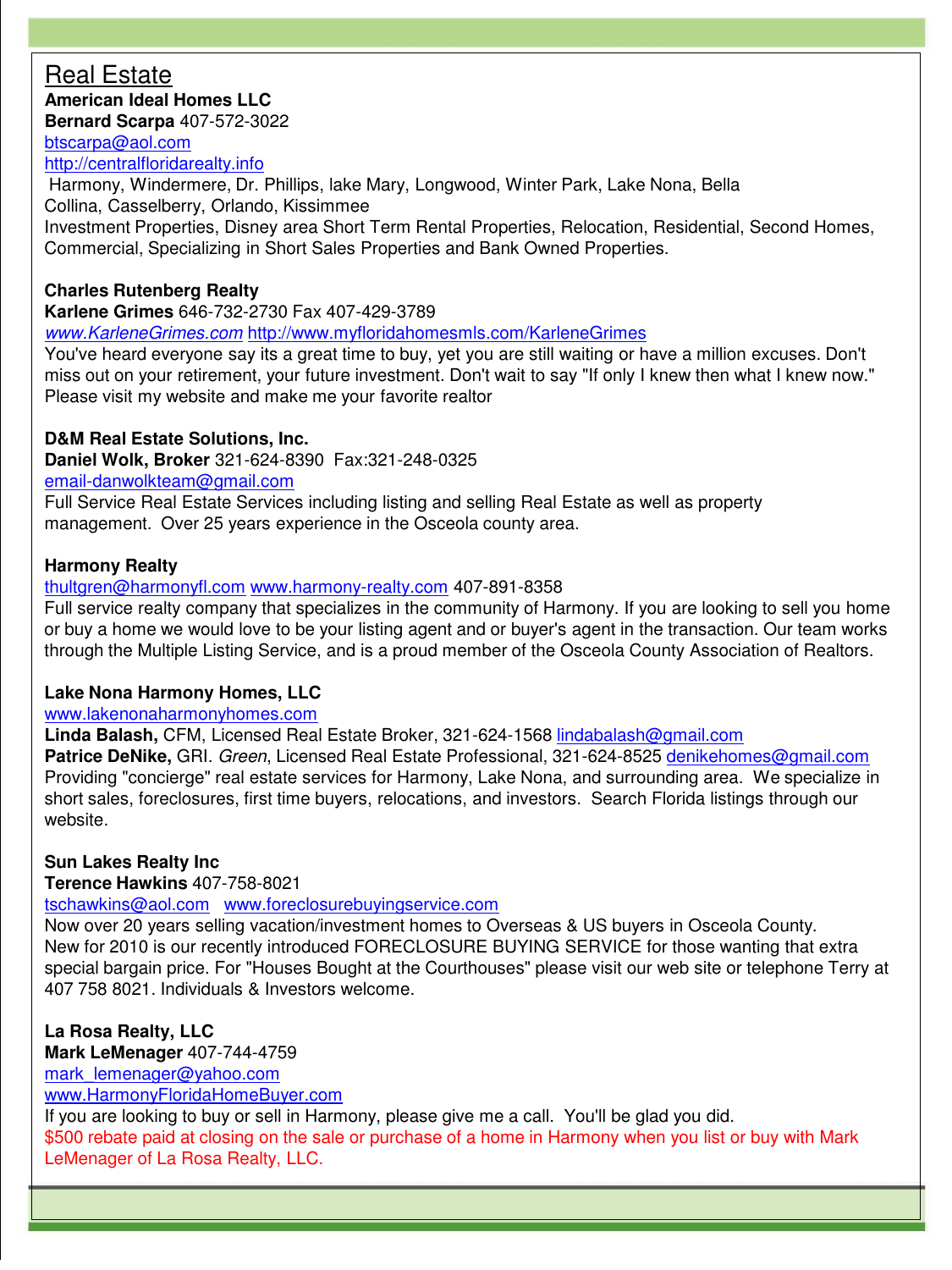## Real Estate

**American Ideal Homes LLC**
**Bernard Scarpa** 407-572-3022
btscarpa@aol.com
http://centralfloridarealty.info
Harmony, Windermere, Dr. Phillips, lake Mary, Longwood, Winter Park, Lake Nona, Bella Collina, Casselberry, Orlando, Kissimmee
Investment Properties, Disney area Short Term Rental Properties, Relocation, Residential, Second Homes, Commercial, Specializing in Short Sales Properties and Bank Owned Properties.

**Charles Rutenberg Realty**
**Karlene Grimes** 646-732-2730 Fax 407-429-3789
*www.KarleneGrimes.com* http://www.myfloridahomesmls.com/KarleneGrimes
You've heard everyone say its a great time to buy, yet you are still waiting or have a million excuses. Don't miss out on your retirement, your future investment. Don't wait to say "If only I knew then what I knew now." Please visit my website and make me your favorite realtor

**D&M Real Estate Solutions, Inc.**
**Daniel Wolk, Broker** 321-624-8390 Fax:321-248-0325
email-danwolkteam@gmail.com
Full Service Real Estate Services including listing and selling Real Estate as well as property management. Over 25 years experience in the Osceola county area.

**Harmony Realty**
thultgren@harmonyfl.com www.harmony-realty.com 407-891-8358
Full service realty company that specializes in the community of Harmony. If you are looking to sell you home or buy a home we would love to be your listing agent and or buyer's agent in the transaction. Our team works through the Multiple Listing Service, and is a proud member of the Osceola County Association of Realtors.

**Lake Nona Harmony Homes, LLC**
www.lakenonaharmonyhomes.com
**Linda Balash,** CFM, Licensed Real Estate Broker, 321-624-1568 lindabalash@gmail.com
**Patrice DeNike,** GRI. *Green*, Licensed Real Estate Professional, 321-624-8525 denikehomes@gmail.com
Providing "concierge" real estate services for Harmony, Lake Nona, and surrounding area. We specialize in short sales, foreclosures, first time buyers, relocations, and investors. Search Florida listings through our website.

**Sun Lakes Realty Inc**
**Terence Hawkins** 407-758-8021
tschawkins@aol.com www.foreclosurebuyingservice.com
Now over 20 years selling vacation/investment homes to Overseas & US buyers in Osceola County.
New for 2010 is our recently introduced FORECLOSURE BUYING SERVICE for those wanting that extra special bargain price. For "Houses Bought at the Courthouses" please visit our web site or telephone Terry at 407 758 8021. Individuals & Investors welcome.

**La Rosa Realty, LLC**
**Mark LeMenager** 407-744-4759
mark_lemenager@yahoo.com
www.HarmonyFloridaHomeBuyer.com
If you are looking to buy or sell in Harmony, please give me a call. You'll be glad you did.
$500 rebate paid at closing on the sale or purchase of a home in Harmony when you list or buy with Mark LeMenager of La Rosa Realty, LLC.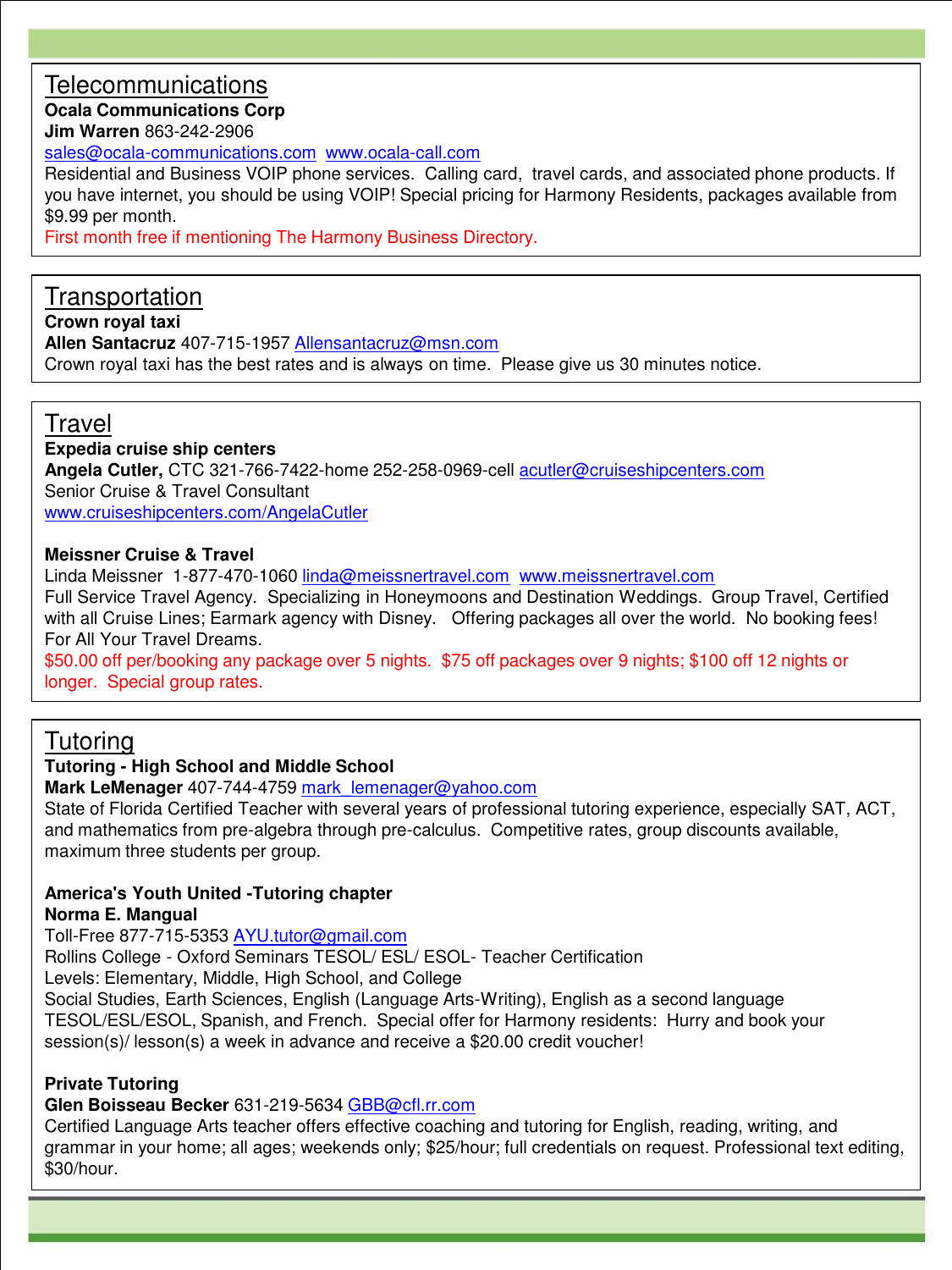## Telecommunications

**Ocala Communications Corp**
**Jim Warren** 863-242-2906
sales@ocala-communications.com www.ocala-call.com
Residential and Business VOIP phone services. Calling card, travel cards, and associated phone products. If you have internet, you should be using VOIP! Special pricing for Harmony Residents, packages available from $9.99 per month.
First month free if mentioning The Harmony Business Directory.

## Transportation

**Crown royal taxi**
**Allen Santacruz** 407-715-1957 Allensantacruz@msn.com
Crown royal taxi has the best rates and is always on time. Please give us 30 minutes notice.

## Travel

**Expedia cruise ship centers**
**Angela Cutler,** CTC 321-766-7422-home 252-258-0969-cell acutler@cruiseshipcenters.com
Senior Cruise & Travel Consultant
www.cruiseshipcenters.com/AngelaCutler

**Meissner Cruise & Travel**
Linda Meissner 1-877-470-1060 linda@meissnertravel.com www.meissnertravel.com
Full Service Travel Agency. Specializing in Honeymoons and Destination Weddings. Group Travel, Certified with all Cruise Lines; Earmark agency with Disney. Offering packages all over the world. No booking fees! For All Your Travel Dreams.
$50.00 off per/booking any package over 5 nights. $75 off packages over 9 nights; $100 off 12 nights or longer. Special group rates.

## Tutoring

**Tutoring - High School and Middle School**
**Mark LeMenager** 407-744-4759 mark_lemenager@yahoo.com
State of Florida Certified Teacher with several years of professional tutoring experience, especially SAT, ACT, and mathematics from pre-algebra through pre-calculus. Competitive rates, group discounts available, maximum three students per group.

**America's Youth United -Tutoring chapter**
**Norma E. Mangual**
Toll-Free 877-715-5353 AYU.tutor@gmail.com
Rollins College - Oxford Seminars TESOL/ ESL/ ESOL- Teacher Certification
Levels: Elementary, Middle, High School, and College
Social Studies, Earth Sciences, English (Language Arts-Writing), English as a second language TESOL/ESL/ESOL, Spanish, and French. Special offer for Harmony residents: Hurry and book your session(s)/ lesson(s) a week in advance and receive a $20.00 credit voucher!

**Private Tutoring**
**Glen Boisseau Becker** 631-219-5634 GBB@cfl.rr.com
Certified Language Arts teacher offers effective coaching and tutoring for English, reading, writing, and grammar in your home; all ages; weekends only; $25/hour; full credentials on request. Professional text editing, $30/hour.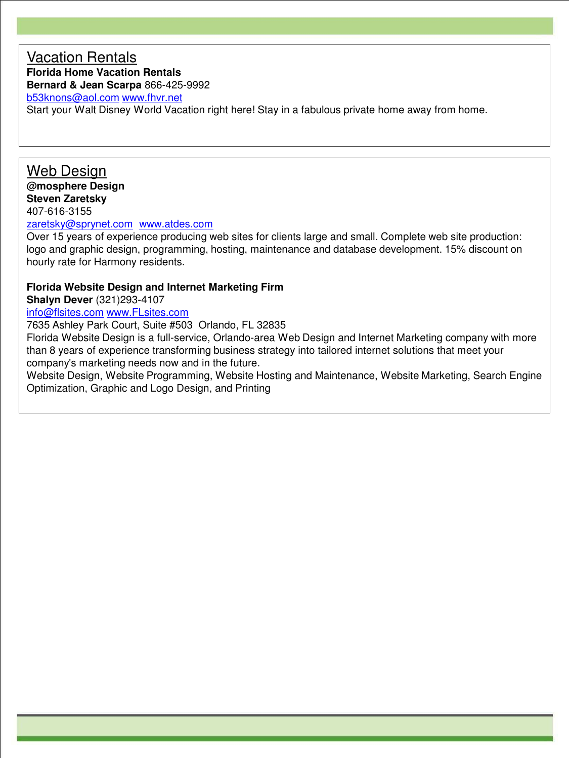## Vacation Rentals

**Florida Home Vacation Rentals**
**Bernard & Jean Scarpa** 866-425-9992
b53knons@aol.com www.fhvr.net
Start your Walt Disney World Vacation right here! Stay in a fabulous private home away from home.

## Web Design

**@mosphere Design**
**Steven Zaretsky**
407-616-3155
zaretsky@sprynet.com www.atdes.com
Over 15 years of experience producing web sites for clients large and small. Complete web site production: logo and graphic design, programming, hosting, maintenance and database development. 15% discount on hourly rate for Harmony residents.

**Florida Website Design and Internet Marketing Firm**
**Shalyn Dever** (321)293-4107
info@flsites.com www.FLsites.com
7635 Ashley Park Court, Suite #503 Orlando, FL 32835
Florida Website Design is a full-service, Orlando-area Web Design and Internet Marketing company with more than 8 years of experience transforming business strategy into tailored internet solutions that meet your company's marketing needs now and in the future.
Website Design, Website Programming, Website Hosting and Maintenance, Website Marketing, Search Engine Optimization, Graphic and Logo Design, and Printing